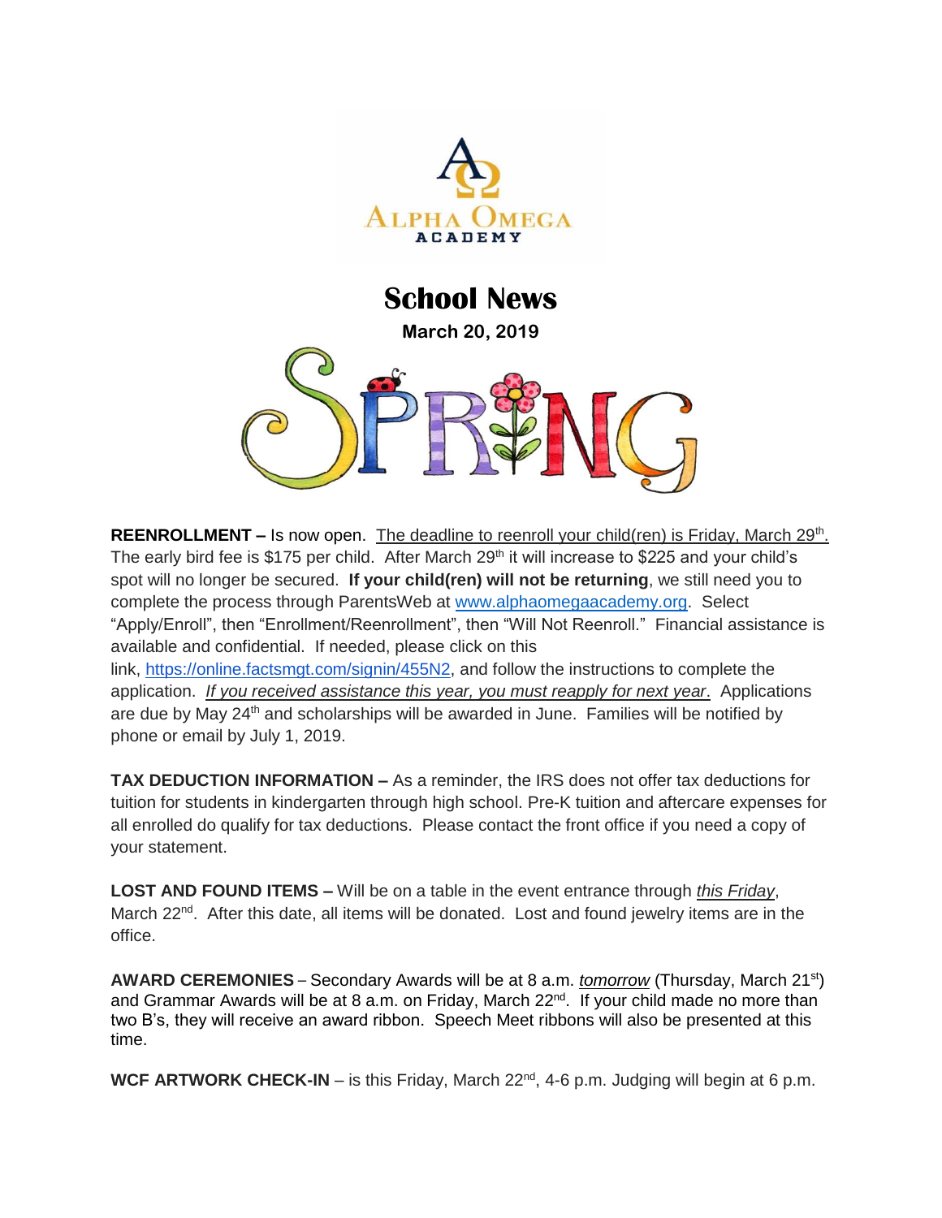ALPHA OMEGA ACADEMY

# School News

**March 20, 2019**

SPRING

**REENROLLMENT –** Is now open. The deadline to reenroll your child(ren) is Friday, March 29th. The early bird fee is $175 per child. After March 29th it will increase to $225 and your child's spot will no longer be secured. **If your child(ren) will not be returning**, we still need you to complete the process through ParentsWeb at www.alphaomegaacademy.org. Select "Apply/Enroll", then "Enrollment/Reenrollment", then "Will Not Reenroll." Financial assistance is available and confidential. If needed, please click on this link, https://online.factsmgt.com/signin/455N2, and follow the instructions to complete the application. *If you received assistance this year, you must reapply for next year*. Applications are due by May 24th and scholarships will be awarded in June. Families will be notified by phone or email by July 1, 2019.

**TAX DEDUCTION INFORMATION –** As a reminder, the IRS does not offer tax deductions for tuition for students in kindergarten through high school. Pre-K tuition and aftercare expenses for all enrolled do qualify for tax deductions. Please contact the front office if you need a copy of your statement.

**LOST AND FOUND ITEMS –** Will be on a table in the event entrance through *this Friday*, March 22nd. After this date, all items will be donated. Lost and found jewelry items are in the office.

**AWARD CEREMONIES** – Secondary Awards will be at 8 a.m. *tomorrow* (Thursday, March 21st) and Grammar Awards will be at 8 a.m. on Friday, March 22nd. If your child made no more than two B's, they will receive an award ribbon. Speech Meet ribbons will also be presented at this time.

**WCF ARTWORK CHECK-IN** – is this Friday, March 22nd, 4-6 p.m. Judging will begin at 6 p.m.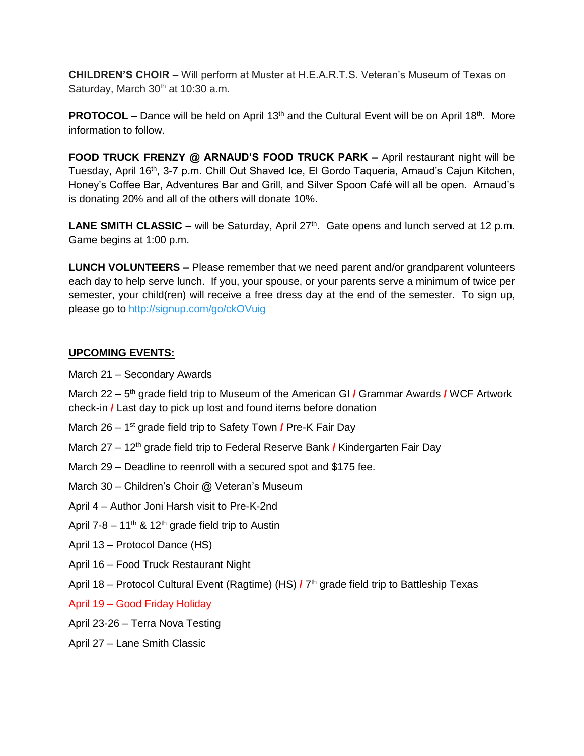**CHILDREN'S CHOIR –** Will perform at Muster at H.E.A.R.T.S. Veteran's Museum of Texas on Saturday, March 30th at 10:30 a.m.

**PROTOCOL –** Dance will be held on April 13th and the Cultural Event will be on April 18th. More information to follow.

**FOOD TRUCK FRENZY @ ARNAUD'S FOOD TRUCK PARK –** April restaurant night will be Tuesday, April 16th, 3-7 p.m. Chill Out Shaved Ice, El Gordo Taqueria, Arnaud's Cajun Kitchen, Honey's Coffee Bar, Adventures Bar and Grill, and Silver Spoon Café will all be open. Arnaud's is donating 20% and all of the others will donate 10%.

**LANE SMITH CLASSIC –** will be Saturday, April 27th. Gate opens and lunch served at 12 p.m. Game begins at 1:00 p.m.

**LUNCH VOLUNTEERS –** Please remember that we need parent and/or grandparent volunteers each day to help serve lunch. If you, your spouse, or your parents serve a minimum of twice per semester, your child(ren) will receive a free dress day at the end of the semester. To sign up, please go to http://signup.com/go/ckOVuig

**UPCOMING EVENTS:**

March 21 – Secondary Awards

March 22 – 5th grade field trip to Museum of the American GI / Grammar Awards / WCF Artwork check-in / Last day to pick up lost and found items before donation

March 26 – 1st grade field trip to Safety Town / Pre-K Fair Day

March 27 – 12th grade field trip to Federal Reserve Bank / Kindergarten Fair Day

March 29 – Deadline to reenroll with a secured spot and $175 fee.

March 30 – Children's Choir @ Veteran's Museum

April 4 – Author Joni Harsh visit to Pre-K-2nd

April 7-8 – 11th & 12th grade field trip to Austin

April 13 – Protocol Dance (HS)

April 16 – Food Truck Restaurant Night

April 18 – Protocol Cultural Event (Ragtime) (HS) / 7th grade field trip to Battleship Texas

April 19 – Good Friday Holiday

April 23-26 – Terra Nova Testing

April 27 – Lane Smith Classic